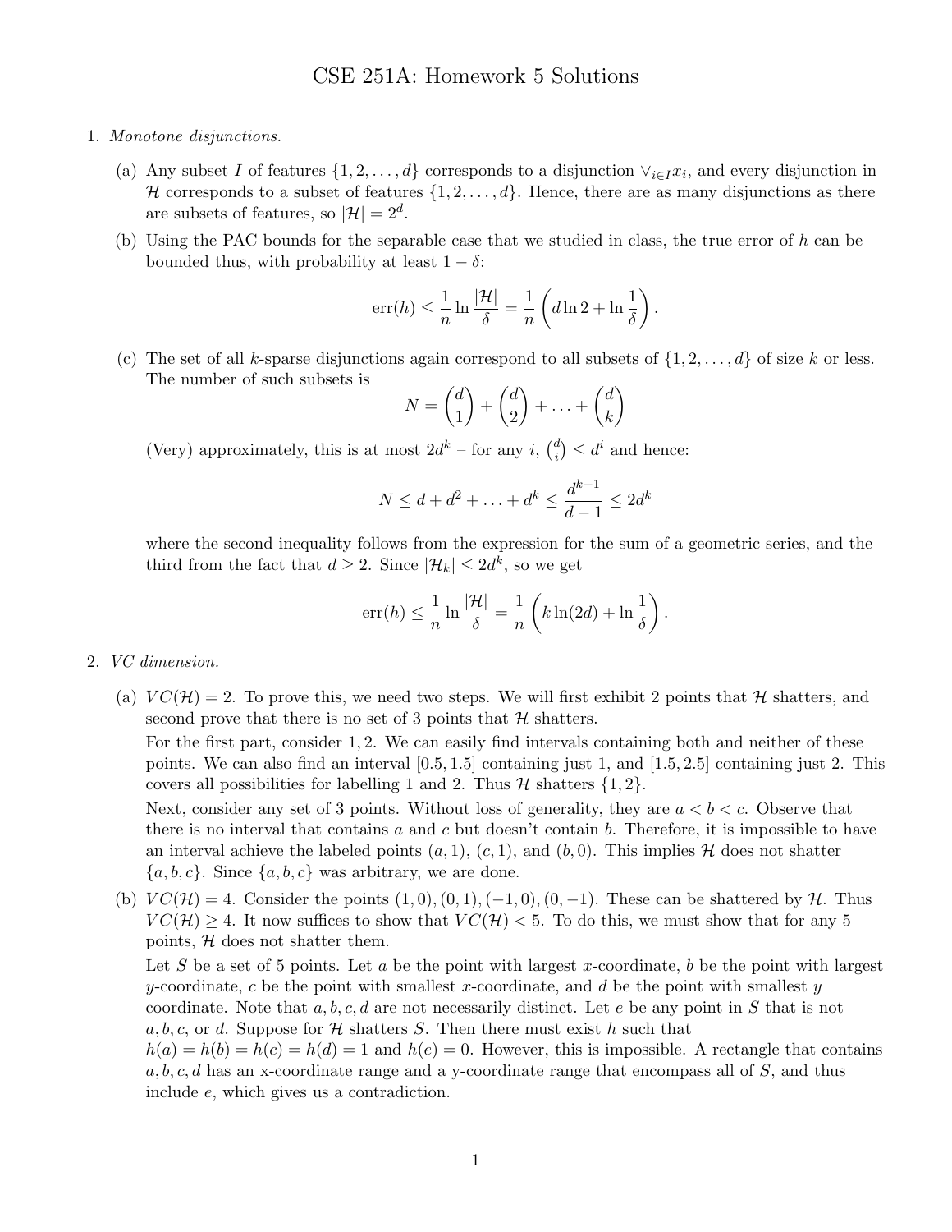# CSE 251A: Homework 5 Solutions

1. *Monotone disjunctions.*

   (a) Any subset $I$ of features $\{1, 2, \ldots, d\}$ corresponds to a disjunction $\vee_{i \in I} x_i$, and every disjunction in $\mathcal{H}$ corresponds to a subset of features $\{1, 2, \ldots, d\}$. Hence, there are as many disjunctions as there are subsets of features, so $|\mathcal{H}| = 2^d$.

   (b) Using the PAC bounds for the separable case that we studied in class, the true error of $h$ can be bounded thus, with probability at least $1 - \delta$:

   $$\text{err}(h) \leq \frac{1}{n} \ln \frac{|\mathcal{H}|}{\delta} = \frac{1}{n} \left( d \ln 2 + \ln \frac{1}{\delta} \right).$$

   (c) The set of all $k$-sparse disjunctions again correspond to all subsets of $\{1, 2, \ldots, d\}$ of size $k$ or less. The number of such subsets is

   $$N = \binom{d}{1} + \binom{d}{2} + \ldots + \binom{d}{k}$$

   (Very) approximately, this is at most $2d^k$ – for any $i$, $\binom{d}{i} \leq d^i$ and hence:

   $$N \leq d + d^2 + \ldots + d^k \leq \frac{d^{k+1}}{d-1} \leq 2d^k$$

   where the second inequality follows from the expression for the sum of a geometric series, and the third from the fact that $d \geq 2$. Since $|\mathcal{H}_k| \leq 2d^k$, so we get

   $$\text{err}(h) \leq \frac{1}{n} \ln \frac{|\mathcal{H}|}{\delta} = \frac{1}{n} \left( k \ln(2d) + \ln \frac{1}{\delta} \right).$$

2. *VC dimension.*

   (a) $VC(\mathcal{H}) = 2$. To prove this, we need two steps. We will first exhibit 2 points that $\mathcal{H}$ shatters, and second prove that there is no set of 3 points that $\mathcal{H}$ shatters.

   For the first part, consider $1, 2$. We can easily find intervals containing both and neither of these points. We can also find an interval $[0.5, 1.5]$ containing just 1, and $[1.5, 2.5]$ containing just 2. This covers all possibilities for labelling 1 and 2. Thus $\mathcal{H}$ shatters $\{1, 2\}$.

   Next, consider any set of 3 points. Without loss of generality, they are $a < b < c$. Observe that there is no interval that contains $a$ and $c$ but doesn't contain $b$. Therefore, it is impossible to have an interval achieve the labeled points $(a, 1)$, $(c, 1)$, and $(b, 0)$. This implies $\mathcal{H}$ does not shatter $\{a, b, c\}$. Since $\{a, b, c\}$ was arbitrary, we are done.

   (b) $VC(\mathcal{H}) = 4$. Consider the points $(1, 0), (0, 1), (-1, 0), (0, -1)$. These can be shattered by $\mathcal{H}$. Thus $VC(\mathcal{H}) \geq 4$. It now suffices to show that $VC(\mathcal{H}) < 5$. To do this, we must show that for any 5 points, $\mathcal{H}$ does not shatter them.

   Let $S$ be a set of 5 points. Let $a$ be the point with largest $x$-coordinate, $b$ be the point with largest $y$-coordinate, $c$ be the point with smallest $x$-coordinate, and $d$ be the point with smallest $y$ coordinate. Note that $a, b, c, d$ are not necessarily distinct. Let $e$ be any point in $S$ that is not $a, b, c$, or $d$. Suppose for $\mathcal{H}$ shatters $S$. Then there must exist $h$ such that $h(a) = h(b) = h(c) = h(d) = 1$ and $h(e) = 0$. However, this is impossible. A rectangle that contains $a, b, c, d$ has an x-coordinate range and a y-coordinate range that encompass all of $S$, and thus include $e$, which gives us a contradiction.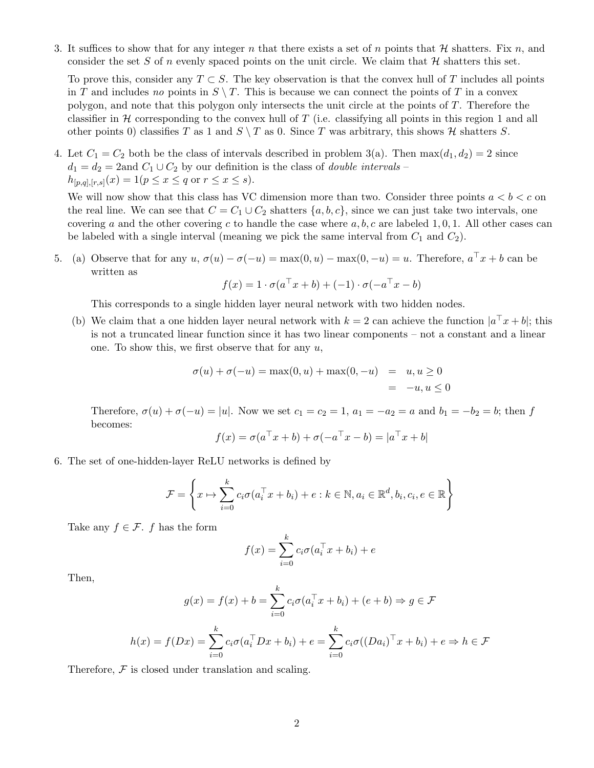3. It suffices to show that for any integer $n$ that there exists a set of $n$ points that $\mathcal{H}$ shatters. Fix $n$, and consider the set $S$ of $n$ evenly spaced points on the unit circle. We claim that $\mathcal{H}$ shatters this set.

   To prove this, consider any $T \subset S$. The key observation is that the convex hull of $T$ includes all points in $T$ and includes *no* points in $S \setminus T$. This is because we can connect the points of $T$ in a convex polygon, and note that this polygon only intersects the unit circle at the points of $T$. Therefore the classifier in $\mathcal{H}$ corresponding to the convex hull of $T$ (i.e. classifying all points in this region 1 and all other points 0) classifies $T$ as 1 and $S \setminus T$ as 0. Since $T$ was arbitrary, this shows $\mathcal{H}$ shatters $S$.

4. Let $C_1 = C_2$ both be the class of intervals described in problem 3(a). Then $\max(d_1, d_2) = 2$ since $d_1 = d_2 = 2$and $C_1 \cup C_2$ by our definition is the class of *double intervals* – $h_{[p,q],[r,s]}(x) = 1(p \leq x \leq q \text{ or } r \leq x \leq s)$.

   We will now show that this class has VC dimension more than two. Consider three points $a < b < c$ on the real line. We can see that $C = C_1 \cup C_2$ shatters $\{a, b, c\}$, since we can just take two intervals, one covering $a$ and the other covering $c$ to handle the case where $a, b, c$ are labeled $1, 0, 1$. All other cases can be labeled with a single interval (meaning we pick the same interval from $C_1$ and $C_2$).

5. (a) Observe that for any $u$, $\sigma(u) - \sigma(-u) = \max(0, u) - \max(0, -u) = u$. Therefore, $a^\top x + b$ can be written as
   $$f(x) = 1 \cdot \sigma(a^\top x + b) + (-1) \cdot \sigma(-a^\top x - b)$$
   This corresponds to a single hidden layer neural network with two hidden nodes.

   (b) We claim that a one hidden layer neural network with $k = 2$ can achieve the function $|a^\top x + b|$; this is not a truncated linear function since it has two linear components – not a constant and a linear one. To show this, we first observe that for any $u$,
   $$\begin{aligned} \sigma(u) + \sigma(-u) = \max(0, u) + \max(0, -u) &= u, u \geq 0 \\ &= -u, u \leq 0 \end{aligned}$$
   Therefore, $\sigma(u) + \sigma(-u) = |u|$. Now we set $c_1 = c_2 = 1$, $a_1 = -a_2 = a$ and $b_1 = -b_2 = b$; then $f$ becomes:
   $$f(x) = \sigma(a^\top x + b) + \sigma(-a^\top x - b) = |a^\top x + b|$$

6. The set of one-hidden-layer ReLU networks is defined by
   $$\mathcal{F} = \left\{ x \mapsto \sum_{i=0}^{k} c_i \sigma(a_i^\top x + b_i) + e : k \in \mathbb{N}, a_i \in \mathbb{R}^d, b_i, c_i, e \in \mathbb{R} \right\}$$
   Take any $f \in \mathcal{F}$. $f$ has the form
   $$f(x) = \sum_{i=0}^{k} c_i \sigma(a_i^\top x + b_i) + e$$
   Then,
   $$g(x) = f(x) + b = \sum_{i=0}^{k} c_i \sigma(a_i^\top x + b_i) + (e + b) \Rightarrow g \in \mathcal{F}$$
   $$h(x) = f(Dx) = \sum_{i=0}^{k} c_i \sigma(a_i^\top Dx + b_i) + e = \sum_{i=0}^{k} c_i \sigma((Da_i)^\top x + b_i) + e \Rightarrow h \in \mathcal{F}$$
   Therefore, $\mathcal{F}$ is closed under translation and scaling.